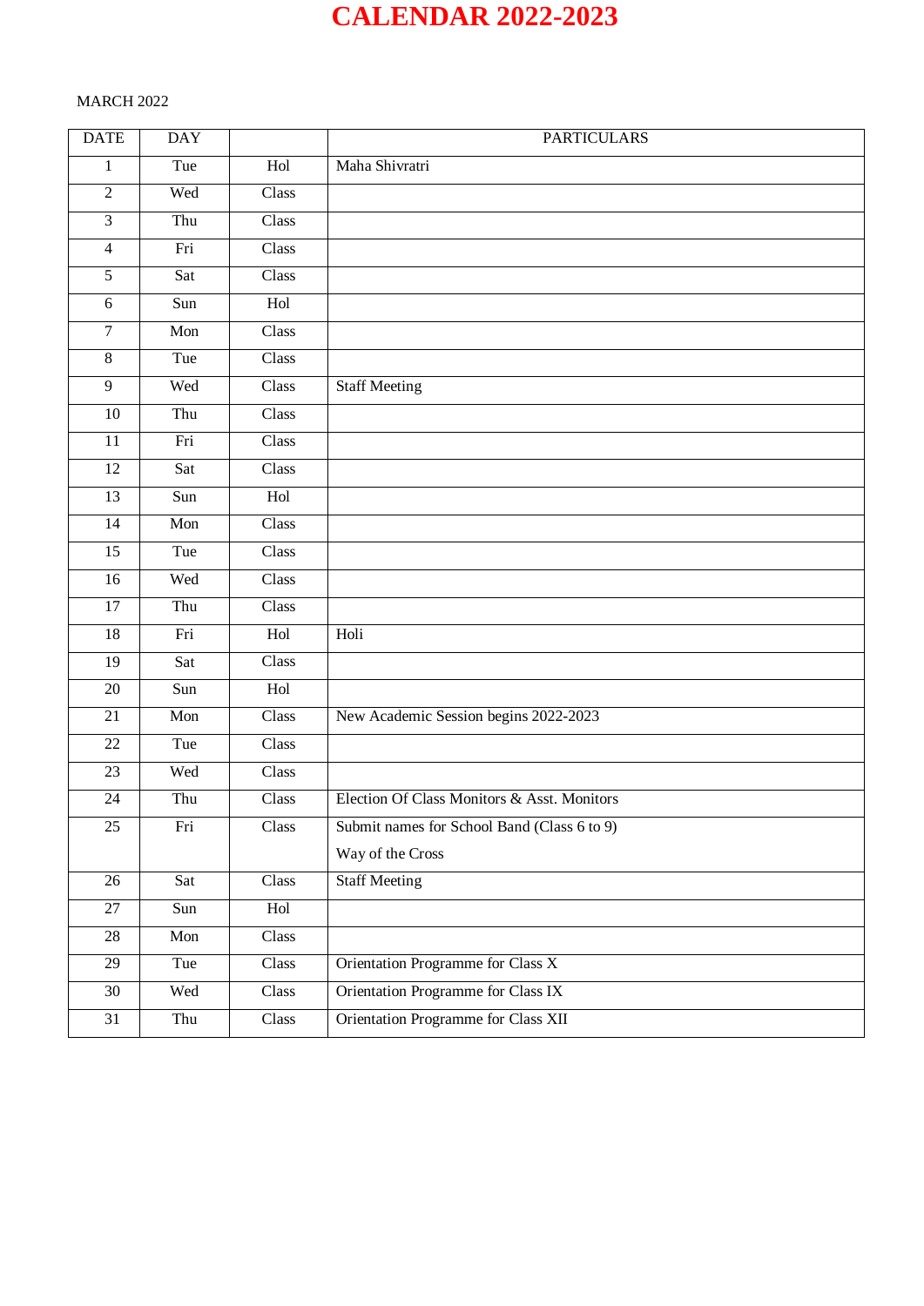# CALENDAR 2022-2023

MARCH 2022

| DATE | DAY | | PARTICULARS |
|---|---|---|---|
| 1 | Tue | Hol | Maha Shivratri |
| 2 | Wed | Class | |
| 3 | Thu | Class | |
| 4 | Fri | Class | |
| 5 | Sat | Class | |
| 6 | Sun | Hol | |
| 7 | Mon | Class | |
| 8 | Tue | Class | |
| 9 | Wed | Class | Staff Meeting |
| 10 | Thu | Class | |
| 11 | Fri | Class | |
| 12 | Sat | Class | |
| 13 | Sun | Hol | |
| 14 | Mon | Class | |
| 15 | Tue | Class | |
| 16 | Wed | Class | |
| 17 | Thu | Class | |
| 18 | Fri | Hol | Holi |
| 19 | Sat | Class | |
| 20 | Sun | Hol | |
| 21 | Mon | Class | New Academic Session begins 2022-2023 |
| 22 | Tue | Class | |
| 23 | Wed | Class | |
| 24 | Thu | Class | Election Of Class Monitors & Asst. Monitors |
| 25 | Fri | Class | Submit names for School Band (Class 6 to 9)<br>Way of the Cross |
| 26 | Sat | Class | Staff Meeting |
| 27 | Sun | Hol | |
| 28 | Mon | Class | |
| 29 | Tue | Class | Orientation Programme for Class X |
| 30 | Wed | Class | Orientation Programme for Class IX |
| 31 | Thu | Class | Orientation Programme for Class XII |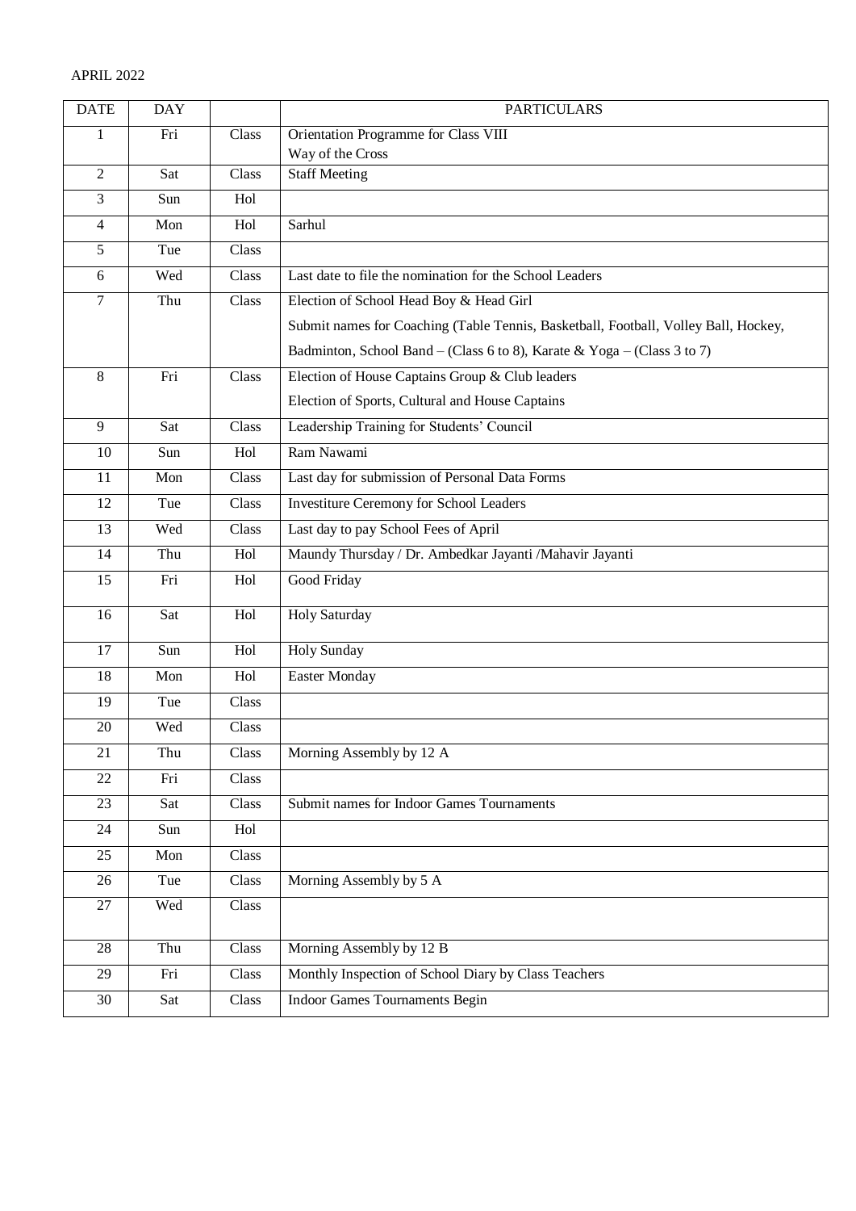APRIL 2022

| DATE | DAY | | PARTICULARS |
|---|---|---|---|
| 1 | Fri | Class | Orientation Programme for Class VIII<br>Way of the Cross |
| 2 | Sat | Class | Staff Meeting |
| 3 | Sun | Hol | |
| 4 | Mon | Hol | Sarhul |
| 5 | Tue | Class | |
| 6 | Wed | Class | Last date to file the nomination for the School Leaders |
| 7 | Thu | Class | Election of School Head Boy & Head Girl<br>Submit names for Coaching (Table Tennis, Basketball, Football, Volley Ball, Hockey,<br>Badminton, School Band – (Class 6 to 8), Karate & Yoga – (Class 3 to 7) |
| 8 | Fri | Class | Election of House Captains Group & Club leaders<br>Election of Sports, Cultural and House Captains |
| 9 | Sat | Class | Leadership Training for Students' Council |
| 10 | Sun | Hol | Ram Nawami |
| 11 | Mon | Class | Last day for submission of Personal Data Forms |
| 12 | Tue | Class | Investiture Ceremony for School Leaders |
| 13 | Wed | Class | Last day to pay School Fees of April |
| 14 | Thu | Hol | Maundy Thursday / Dr. Ambedkar Jayanti /Mahavir Jayanti |
| 15 | Fri | Hol | Good Friday |
| 16 | Sat | Hol | Holy Saturday |
| 17 | Sun | Hol | Holy Sunday |
| 18 | Mon | Hol | Easter Monday |
| 19 | Tue | Class | |
| 20 | Wed | Class | |
| 21 | Thu | Class | Morning Assembly by 12 A |
| 22 | Fri | Class | |
| 23 | Sat | Class | Submit names for Indoor Games Tournaments |
| 24 | Sun | Hol | |
| 25 | Mon | Class | |
| 26 | Tue | Class | Morning Assembly by 5 A |
| 27 | Wed | Class | |
| 28 | Thu | Class | Morning Assembly by 12 B |
| 29 | Fri | Class | Monthly Inspection of School Diary by Class Teachers |
| 30 | Sat | Class | Indoor Games Tournaments Begin |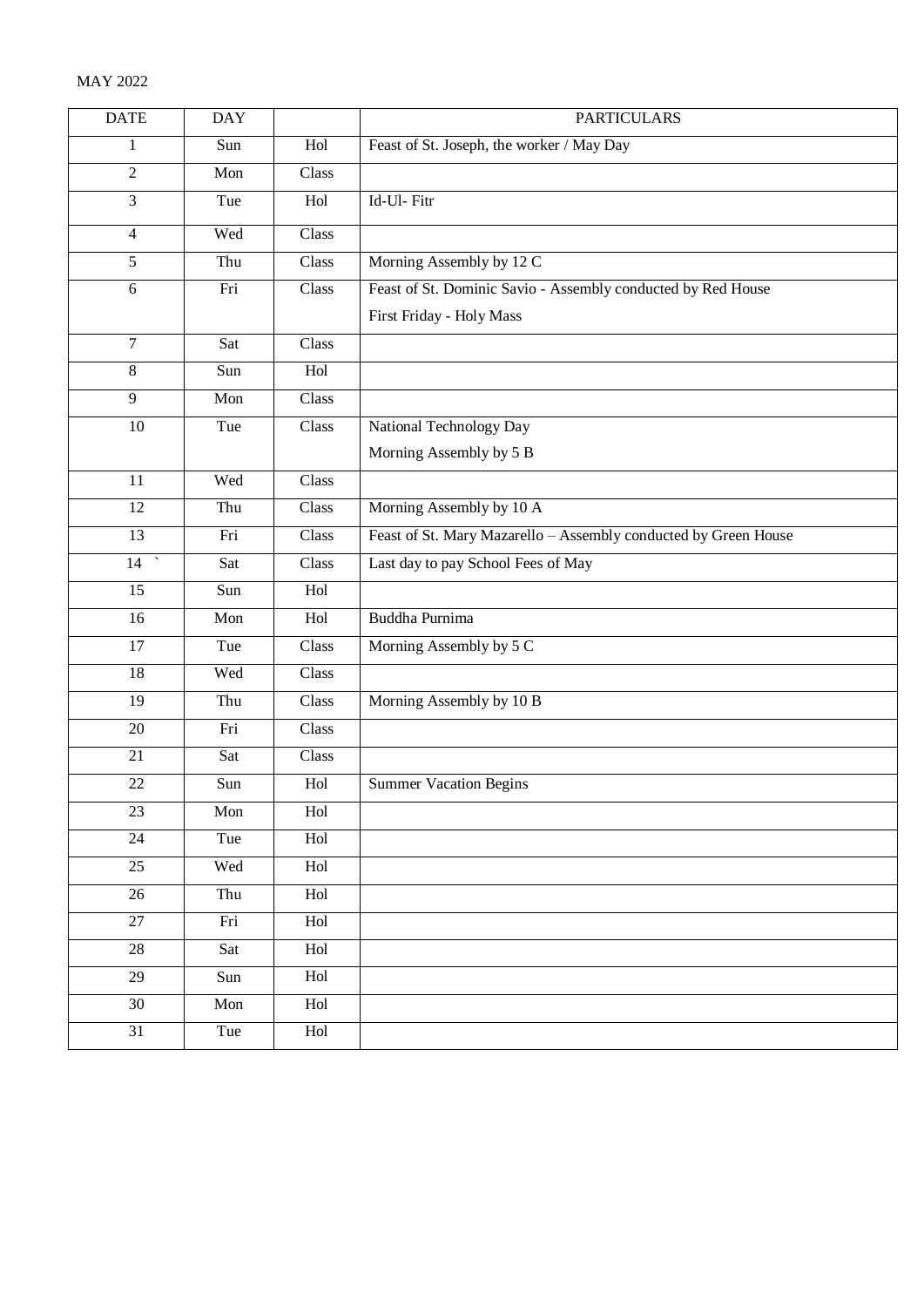MAY 2022

| DATE | DAY | | PARTICULARS |
|---|---|---|---|
| 1 | Sun | Hol | Feast of St. Joseph, the worker / May Day |
| 2 | Mon | Class | |
| 3 | Tue | Hol | Id-Ul- Fitr |
| 4 | Wed | Class | |
| 5 | Thu | Class | Morning Assembly by 12 C |
| 6 | Fri | Class | Feast of St. Dominic Savio - Assembly conducted by Red House<br>First Friday - Holy Mass |
| 7 | Sat | Class | |
| 8 | Sun | Hol | |
| 9 | Mon | Class | |
| 10 | Tue | Class | National Technology Day<br>Morning Assembly by 5 B |
| 11 | Wed | Class | |
| 12 | Thu | Class | Morning Assembly by 10 A |
| 13 | Fri | Class | Feast of St. Mary Mazarello – Assembly conducted by Green House |
| 14 ` | Sat | Class | Last day to pay School Fees of May |
| 15 | Sun | Hol | |
| 16 | Mon | Hol | Buddha Purnima |
| 17 | Tue | Class | Morning Assembly by 5 C |
| 18 | Wed | Class | |
| 19 | Thu | Class | Morning Assembly by 10 B |
| 20 | Fri | Class | |
| 21 | Sat | Class | |
| 22 | Sun | Hol | Summer Vacation Begins |
| 23 | Mon | Hol | |
| 24 | Tue | Hol | |
| 25 | Wed | Hol | |
| 26 | Thu | Hol | |
| 27 | Fri | Hol | |
| 28 | Sat | Hol | |
| 29 | Sun | Hol | |
| 30 | Mon | Hol | |
| 31 | Tue | Hol | |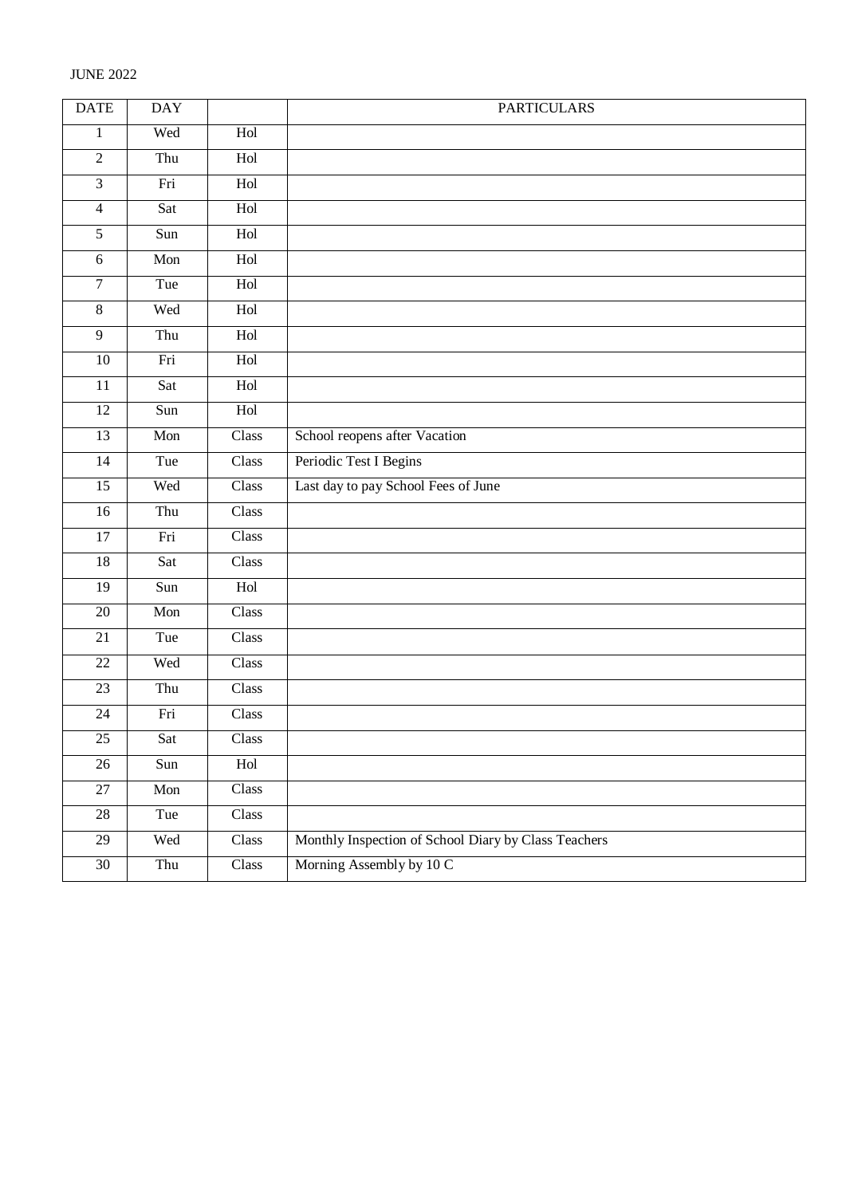JUNE 2022

| DATE | DAY | | PARTICULARS |
|---|---|---|---|
| 1 | Wed | Hol | |
| 2 | Thu | Hol | |
| 3 | Fri | Hol | |
| 4 | Sat | Hol | |
| 5 | Sun | Hol | |
| 6 | Mon | Hol | |
| 7 | Tue | Hol | |
| 8 | Wed | Hol | |
| 9 | Thu | Hol | |
| 10 | Fri | Hol | |
| 11 | Sat | Hol | |
| 12 | Sun | Hol | |
| 13 | Mon | Class | School reopens after Vacation |
| 14 | Tue | Class | Periodic Test I Begins |
| 15 | Wed | Class | Last day to pay School Fees of June |
| 16 | Thu | Class | |
| 17 | Fri | Class | |
| 18 | Sat | Class | |
| 19 | Sun | Hol | |
| 20 | Mon | Class | |
| 21 | Tue | Class | |
| 22 | Wed | Class | |
| 23 | Thu | Class | |
| 24 | Fri | Class | |
| 25 | Sat | Class | |
| 26 | Sun | Hol | |
| 27 | Mon | Class | |
| 28 | Tue | Class | |
| 29 | Wed | Class | Monthly Inspection of School Diary by Class Teachers |
| 30 | Thu | Class | Morning Assembly by 10 C |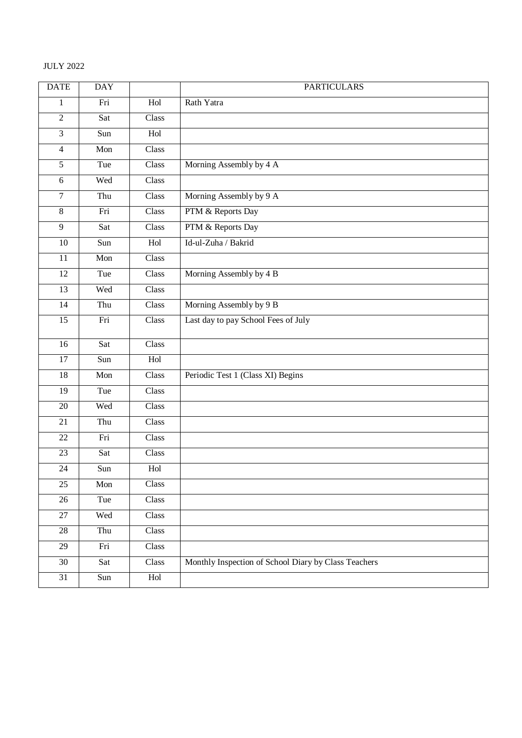JULY 2022

| DATE | DAY | | PARTICULARS |
|---|---|---|---|
| 1 | Fri | Hol | Rath Yatra |
| 2 | Sat | Class | |
| 3 | Sun | Hol | |
| 4 | Mon | Class | |
| 5 | Tue | Class | Morning Assembly by 4 A |
| 6 | Wed | Class | |
| 7 | Thu | Class | Morning Assembly by 9 A |
| 8 | Fri | Class | PTM & Reports Day |
| 9 | Sat | Class | PTM & Reports Day |
| 10 | Sun | Hol | Id-ul-Zuha / Bakrid |
| 11 | Mon | Class | |
| 12 | Tue | Class | Morning Assembly by 4 B |
| 13 | Wed | Class | |
| 14 | Thu | Class | Morning Assembly by 9 B |
| 15 | Fri | Class | Last day to pay School Fees of July |
| 16 | Sat | Class | |
| 17 | Sun | Hol | |
| 18 | Mon | Class | Periodic Test 1 (Class XI) Begins |
| 19 | Tue | Class | |
| 20 | Wed | Class | |
| 21 | Thu | Class | |
| 22 | Fri | Class | |
| 23 | Sat | Class | |
| 24 | Sun | Hol | |
| 25 | Mon | Class | |
| 26 | Tue | Class | |
| 27 | Wed | Class | |
| 28 | Thu | Class | |
| 29 | Fri | Class | |
| 30 | Sat | Class | Monthly Inspection of School Diary by Class Teachers |
| 31 | Sun | Hol | |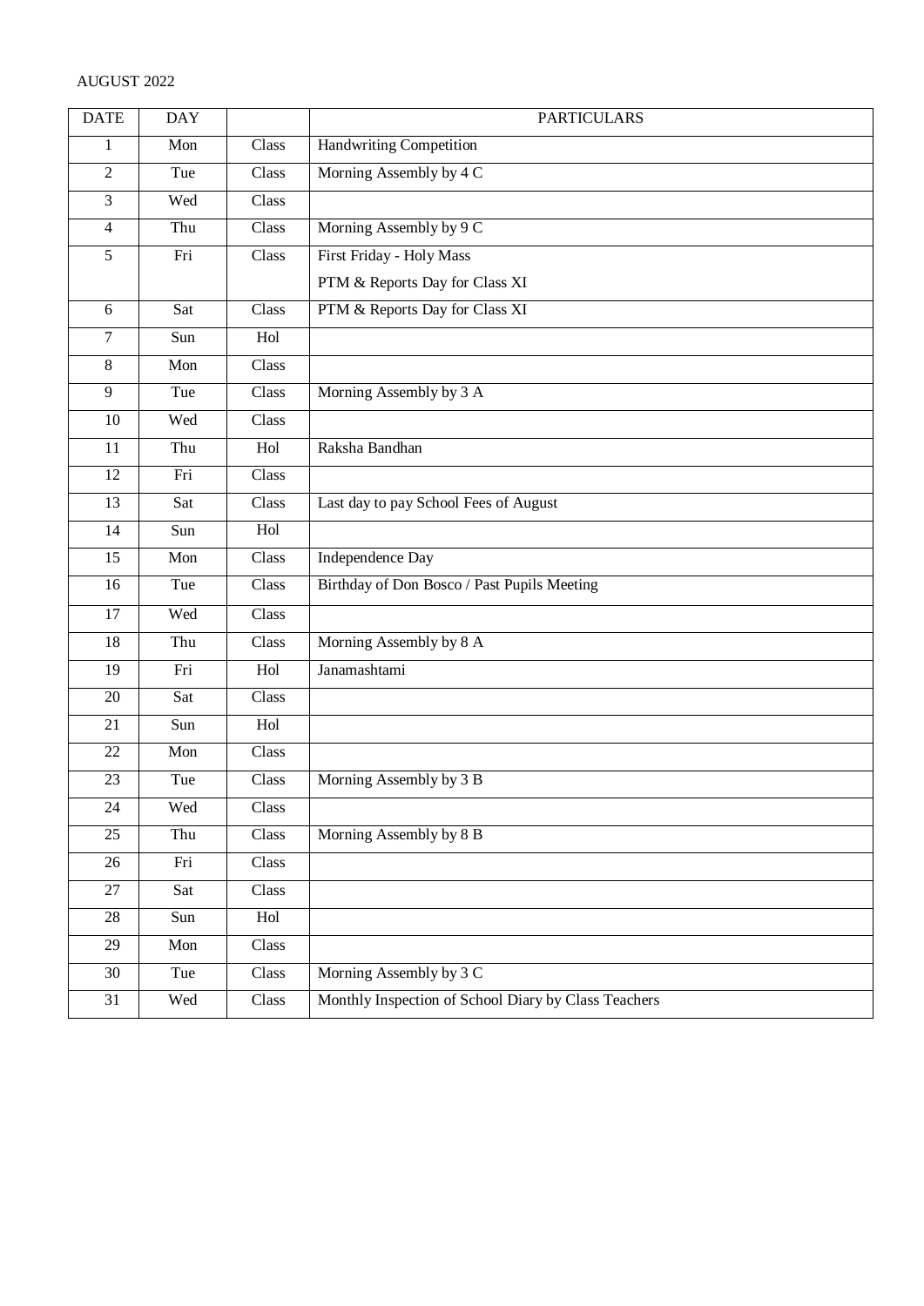AUGUST 2022

| DATE | DAY | | PARTICULARS |
|---|---|---|---|
| 1 | Mon | Class | Handwriting Competition |
| 2 | Tue | Class | Morning Assembly by 4 C |
| 3 | Wed | Class | |
| 4 | Thu | Class | Morning Assembly by 9 C |
| 5 | Fri | Class | First Friday - Holy Mass<br>PTM & Reports Day for Class XI |
| 6 | Sat | Class | PTM & Reports Day for Class XI |
| 7 | Sun | Hol | |
| 8 | Mon | Class | |
| 9 | Tue | Class | Morning Assembly by 3 A |
| 10 | Wed | Class | |
| 11 | Thu | Hol | Raksha Bandhan |
| 12 | Fri | Class | |
| 13 | Sat | Class | Last day to pay School Fees of August |
| 14 | Sun | Hol | |
| 15 | Mon | Class | Independence Day |
| 16 | Tue | Class | Birthday of Don Bosco / Past Pupils Meeting |
| 17 | Wed | Class | |
| 18 | Thu | Class | Morning Assembly by 8 A |
| 19 | Fri | Hol | Janamashtami |
| 20 | Sat | Class | |
| 21 | Sun | Hol | |
| 22 | Mon | Class | |
| 23 | Tue | Class | Morning Assembly by 3 B |
| 24 | Wed | Class | |
| 25 | Thu | Class | Morning Assembly by 8 B |
| 26 | Fri | Class | |
| 27 | Sat | Class | |
| 28 | Sun | Hol | |
| 29 | Mon | Class | |
| 30 | Tue | Class | Morning Assembly by 3 C |
| 31 | Wed | Class | Monthly Inspection of School Diary by Class Teachers |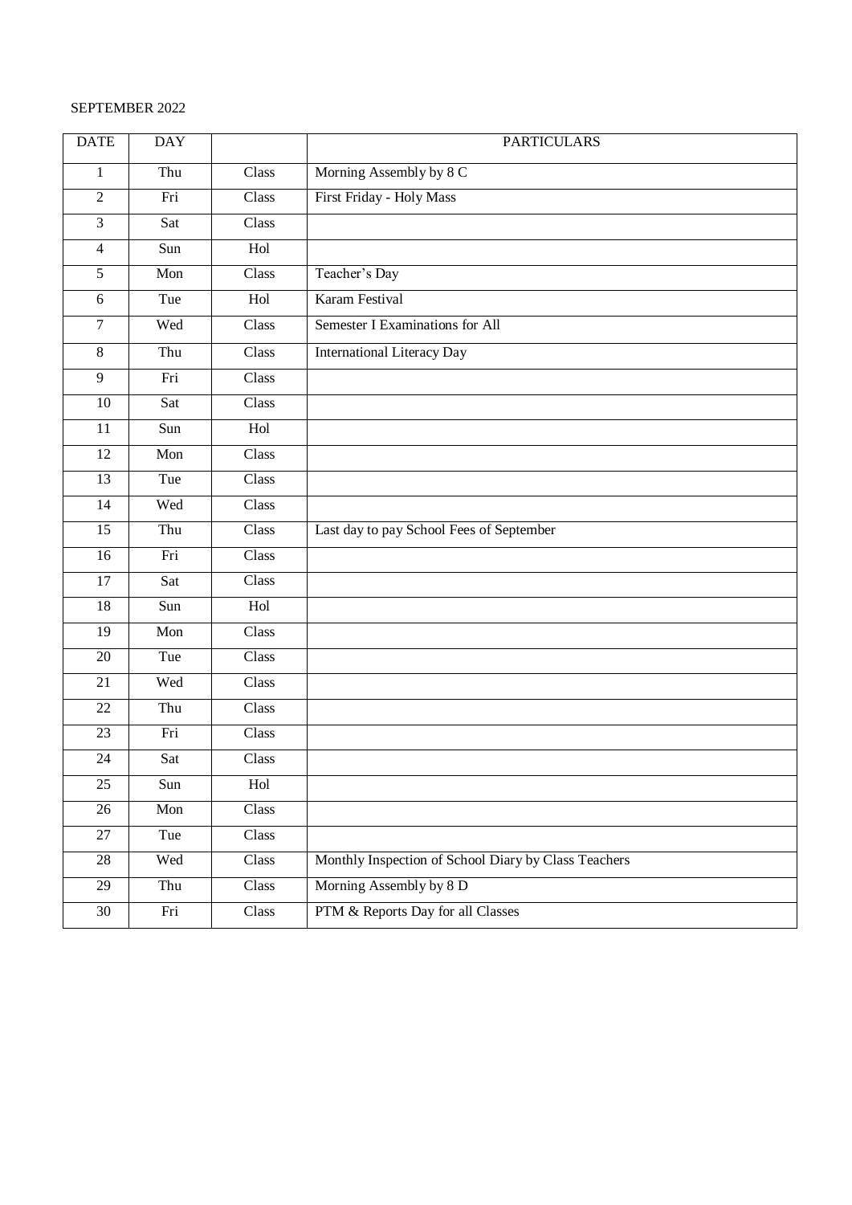SEPTEMBER 2022

| DATE | DAY | | PARTICULARS |
|---|---|---|---|
| 1 | Thu | Class | Morning Assembly by 8 C |
| 2 | Fri | Class | First Friday - Holy Mass |
| 3 | Sat | Class | |
| 4 | Sun | Hol | |
| 5 | Mon | Class | Teacher's Day |
| 6 | Tue | Hol | Karam Festival |
| 7 | Wed | Class | Semester I Examinations for All |
| 8 | Thu | Class | International Literacy Day |
| 9 | Fri | Class | |
| 10 | Sat | Class | |
| 11 | Sun | Hol | |
| 12 | Mon | Class | |
| 13 | Tue | Class | |
| 14 | Wed | Class | |
| 15 | Thu | Class | Last day to pay School Fees of September |
| 16 | Fri | Class | |
| 17 | Sat | Class | |
| 18 | Sun | Hol | |
| 19 | Mon | Class | |
| 20 | Tue | Class | |
| 21 | Wed | Class | |
| 22 | Thu | Class | |
| 23 | Fri | Class | |
| 24 | Sat | Class | |
| 25 | Sun | Hol | |
| 26 | Mon | Class | |
| 27 | Tue | Class | |
| 28 | Wed | Class | Monthly Inspection of School Diary by Class Teachers |
| 29 | Thu | Class | Morning Assembly by 8 D |
| 30 | Fri | Class | PTM & Reports Day for all Classes |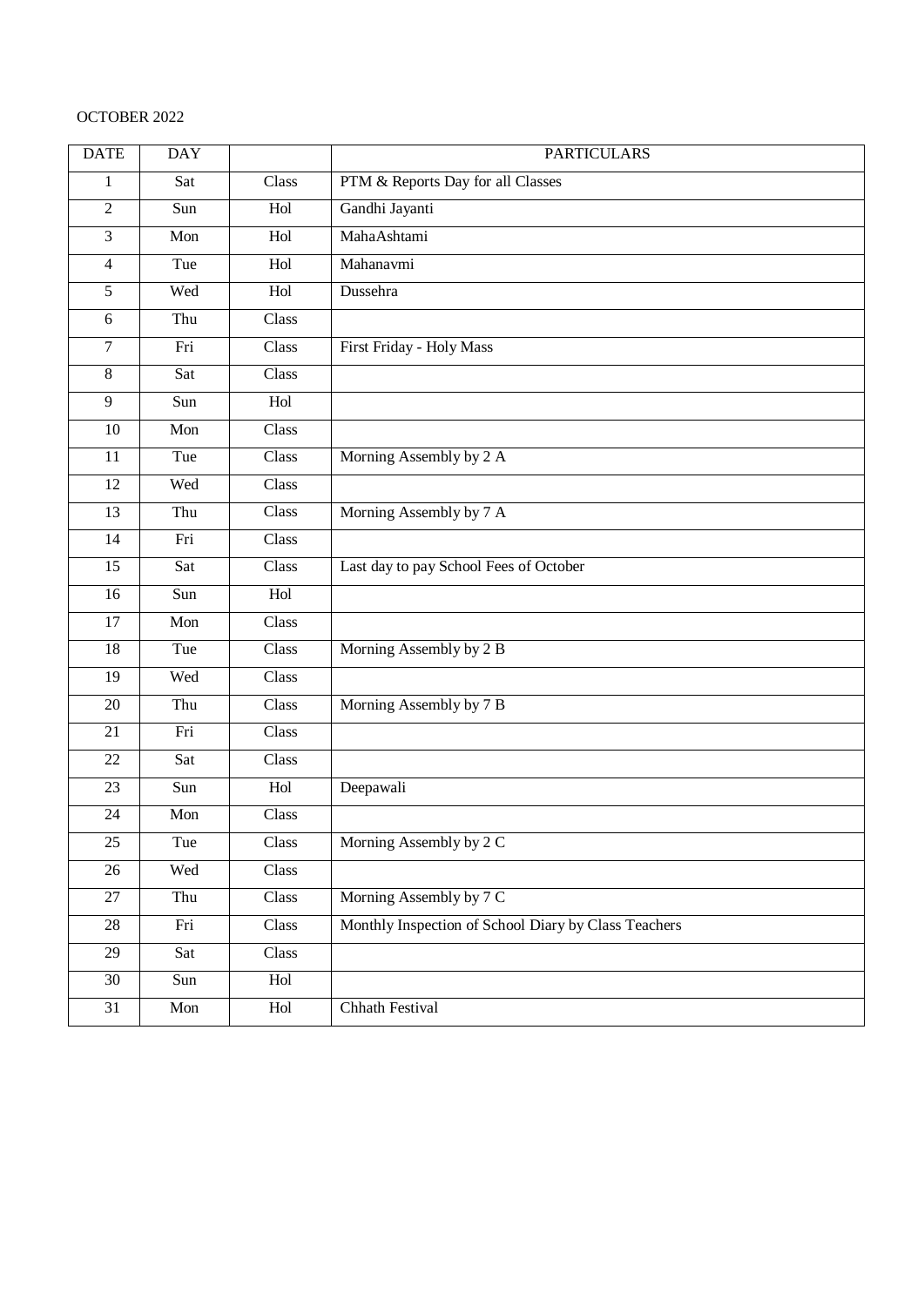OCTOBER 2022

| DATE | DAY | | PARTICULARS |
|---|---|---|---|
| 1 | Sat | Class | PTM & Reports Day for all Classes |
| 2 | Sun | Hol | Gandhi Jayanti |
| 3 | Mon | Hol | MahaAshtami |
| 4 | Tue | Hol | Mahanavmi |
| 5 | Wed | Hol | Dussehra |
| 6 | Thu | Class | |
| 7 | Fri | Class | First Friday - Holy Mass |
| 8 | Sat | Class | |
| 9 | Sun | Hol | |
| 10 | Mon | Class | |
| 11 | Tue | Class | Morning Assembly by 2 A |
| 12 | Wed | Class | |
| 13 | Thu | Class | Morning Assembly by 7 A |
| 14 | Fri | Class | |
| 15 | Sat | Class | Last day to pay School Fees of October |
| 16 | Sun | Hol | |
| 17 | Mon | Class | |
| 18 | Tue | Class | Morning Assembly by 2 B |
| 19 | Wed | Class | |
| 20 | Thu | Class | Morning Assembly by 7 B |
| 21 | Fri | Class | |
| 22 | Sat | Class | |
| 23 | Sun | Hol | Deepawali |
| 24 | Mon | Class | |
| 25 | Tue | Class | Morning Assembly by 2 C |
| 26 | Wed | Class | |
| 27 | Thu | Class | Morning Assembly by 7 C |
| 28 | Fri | Class | Monthly Inspection of School Diary by Class Teachers |
| 29 | Sat | Class | |
| 30 | Sun | Hol | |
| 31 | Mon | Hol | Chhath Festival |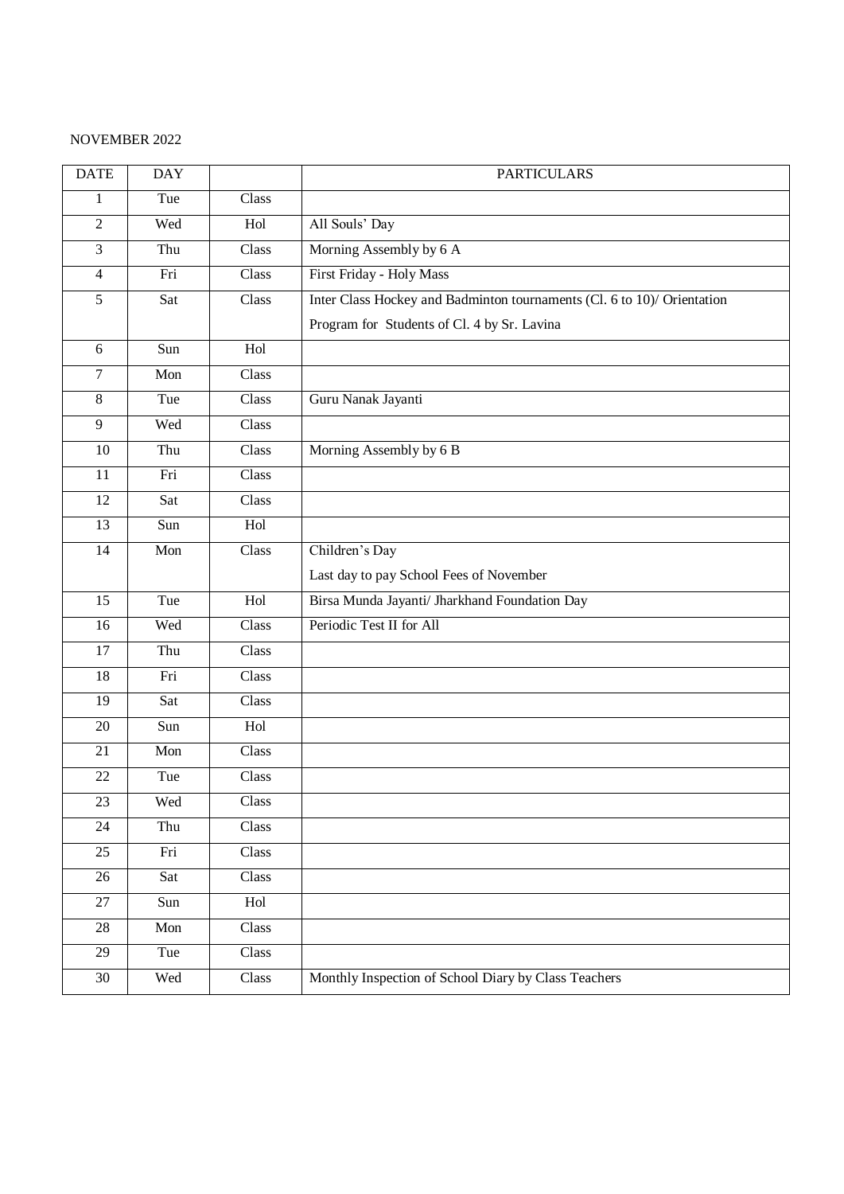NOVEMBER 2022

| DATE | DAY | | PARTICULARS |
|---|---|---|---|
| 1 | Tue | Class | |
| 2 | Wed | Hol | All Souls' Day |
| 3 | Thu | Class | Morning Assembly by 6 A |
| 4 | Fri | Class | First Friday - Holy Mass |
| 5 | Sat | Class | Inter Class Hockey and Badminton tournaments (Cl. 6 to 10)/ Orientation Program for Students of Cl. 4 by Sr. Lavina |
| 6 | Sun | Hol | |
| 7 | Mon | Class | |
| 8 | Tue | Class | Guru Nanak Jayanti |
| 9 | Wed | Class | |
| 10 | Thu | Class | Morning Assembly by 6 B |
| 11 | Fri | Class | |
| 12 | Sat | Class | |
| 13 | Sun | Hol | |
| 14 | Mon | Class | Children's Day<br>Last day to pay School Fees of November |
| 15 | Tue | Hol | Birsa Munda Jayanti/ Jharkhand Foundation Day |
| 16 | Wed | Class | Periodic Test II for All |
| 17 | Thu | Class | |
| 18 | Fri | Class | |
| 19 | Sat | Class | |
| 20 | Sun | Hol | |
| 21 | Mon | Class | |
| 22 | Tue | Class | |
| 23 | Wed | Class | |
| 24 | Thu | Class | |
| 25 | Fri | Class | |
| 26 | Sat | Class | |
| 27 | Sun | Hol | |
| 28 | Mon | Class | |
| 29 | Tue | Class | |
| 30 | Wed | Class | Monthly Inspection of School Diary by Class Teachers |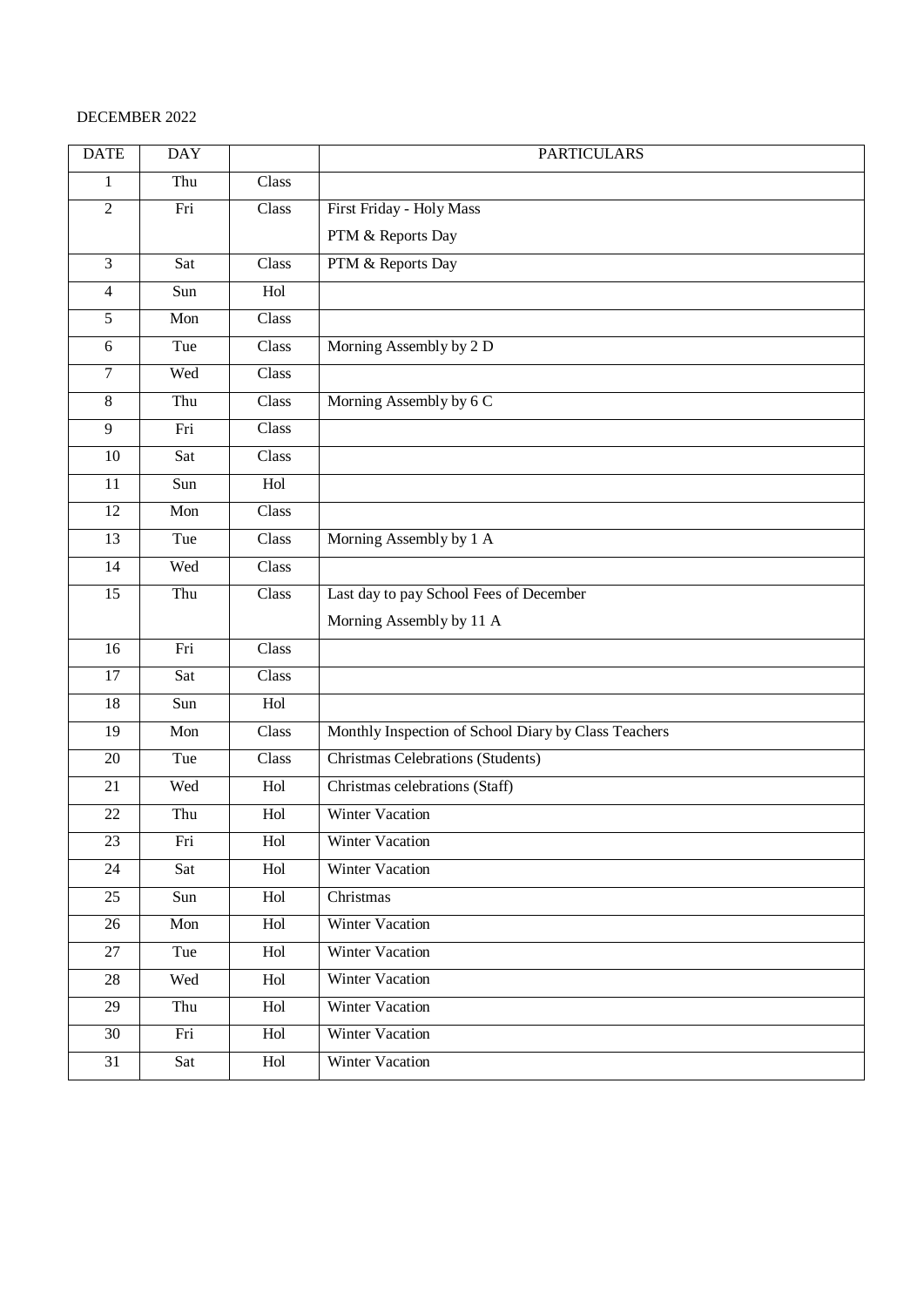DECEMBER 2022

| DATE | DAY | | PARTICULARS |
|---|---|---|---|
| 1 | Thu | Class | |
| 2 | Fri | Class | First Friday - Holy Mass<br>PTM & Reports Day |
| 3 | Sat | Class | PTM & Reports Day |
| 4 | Sun | Hol | |
| 5 | Mon | Class | |
| 6 | Tue | Class | Morning Assembly by 2 D |
| 7 | Wed | Class | |
| 8 | Thu | Class | Morning Assembly by 6 C |
| 9 | Fri | Class | |
| 10 | Sat | Class | |
| 11 | Sun | Hol | |
| 12 | Mon | Class | |
| 13 | Tue | Class | Morning Assembly by 1 A |
| 14 | Wed | Class | |
| 15 | Thu | Class | Last day to pay School Fees of December<br>Morning Assembly by 11 A |
| 16 | Fri | Class | |
| 17 | Sat | Class | |
| 18 | Sun | Hol | |
| 19 | Mon | Class | Monthly Inspection of School Diary by Class Teachers |
| 20 | Tue | Class | Christmas Celebrations (Students) |
| 21 | Wed | Hol | Christmas celebrations (Staff) |
| 22 | Thu | Hol | Winter Vacation |
| 23 | Fri | Hol | Winter Vacation |
| 24 | Sat | Hol | Winter Vacation |
| 25 | Sun | Hol | Christmas |
| 26 | Mon | Hol | Winter Vacation |
| 27 | Tue | Hol | Winter Vacation |
| 28 | Wed | Hol | Winter Vacation |
| 29 | Thu | Hol | Winter Vacation |
| 30 | Fri | Hol | Winter Vacation |
| 31 | Sat | Hol | Winter Vacation |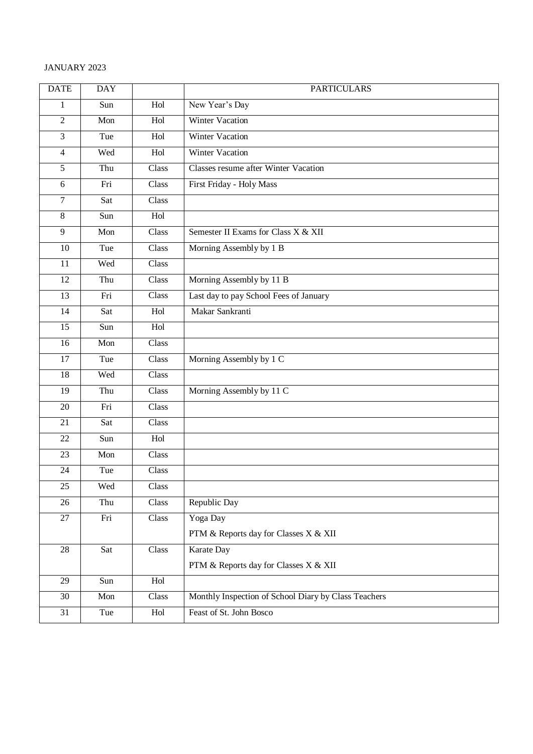JANUARY 2023

| DATE | DAY | | PARTICULARS |
|---|---|---|---|
| 1 | Sun | Hol | New Year's Day |
| 2 | Mon | Hol | Winter Vacation |
| 3 | Tue | Hol | Winter Vacation |
| 4 | Wed | Hol | Winter Vacation |
| 5 | Thu | Class | Classes resume after Winter Vacation |
| 6 | Fri | Class | First Friday - Holy Mass |
| 7 | Sat | Class | |
| 8 | Sun | Hol | |
| 9 | Mon | Class | Semester II Exams for Class X & XII |
| 10 | Tue | Class | Morning Assembly by 1 B |
| 11 | Wed | Class | |
| 12 | Thu | Class | Morning Assembly by 11 B |
| 13 | Fri | Class | Last day to pay School Fees of January |
| 14 | Sat | Hol | Makar Sankranti |
| 15 | Sun | Hol | |
| 16 | Mon | Class | |
| 17 | Tue | Class | Morning Assembly by 1 C |
| 18 | Wed | Class | |
| 19 | Thu | Class | Morning Assembly by 11 C |
| 20 | Fri | Class | |
| 21 | Sat | Class | |
| 22 | Sun | Hol | |
| 23 | Mon | Class | |
| 24 | Tue | Class | |
| 25 | Wed | Class | |
| 26 | Thu | Class | Republic Day |
| 27 | Fri | Class | Yoga Day<br>PTM & Reports day for Classes X & XII |
| 28 | Sat | Class | Karate Day<br>PTM & Reports day for Classes X & XII |
| 29 | Sun | Hol | |
| 30 | Mon | Class | Monthly Inspection of School Diary by Class Teachers |
| 31 | Tue | Hol | Feast of St. John Bosco |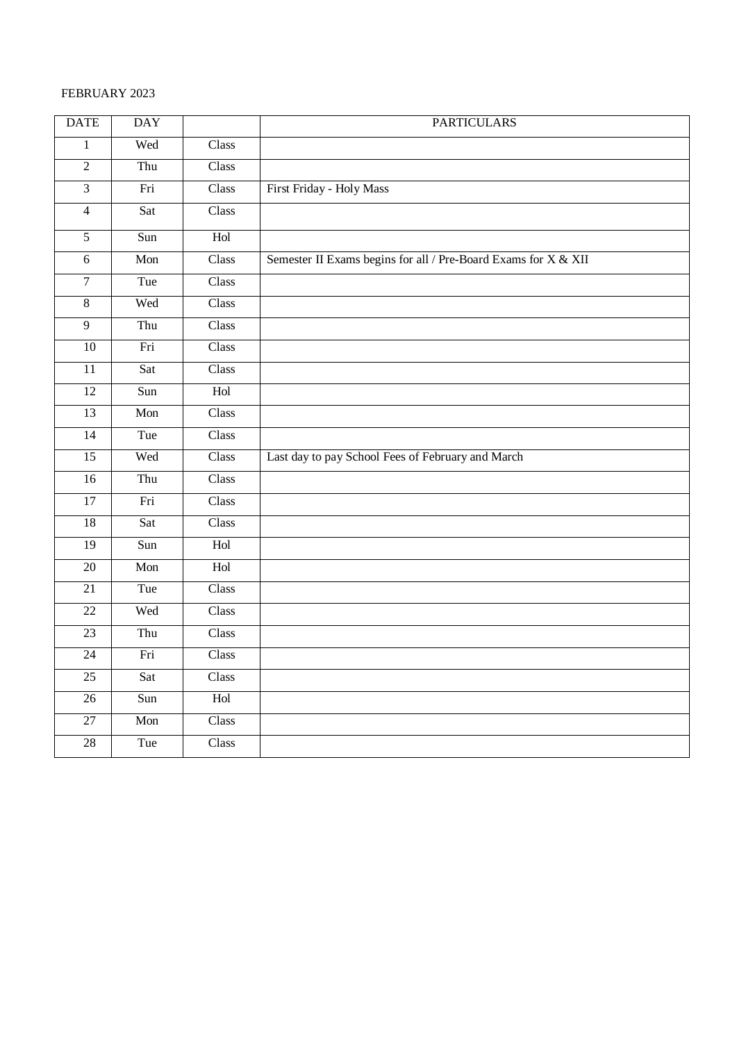FEBRUARY 2023

| DATE | DAY | | PARTICULARS |
|---|---|---|---|
| 1 | Wed | Class | |
| 2 | Thu | Class | |
| 3 | Fri | Class | First Friday - Holy Mass |
| 4 | Sat | Class | |
| 5 | Sun | Hol | |
| 6 | Mon | Class | Semester II Exams begins for all / Pre-Board Exams for X & XII |
| 7 | Tue | Class | |
| 8 | Wed | Class | |
| 9 | Thu | Class | |
| 10 | Fri | Class | |
| 11 | Sat | Class | |
| 12 | Sun | Hol | |
| 13 | Mon | Class | |
| 14 | Tue | Class | |
| 15 | Wed | Class | Last day to pay School Fees of February and March |
| 16 | Thu | Class | |
| 17 | Fri | Class | |
| 18 | Sat | Class | |
| 19 | Sun | Hol | |
| 20 | Mon | Hol | |
| 21 | Tue | Class | |
| 22 | Wed | Class | |
| 23 | Thu | Class | |
| 24 | Fri | Class | |
| 25 | Sat | Class | |
| 26 | Sun | Hol | |
| 27 | Mon | Class | |
| 28 | Tue | Class | |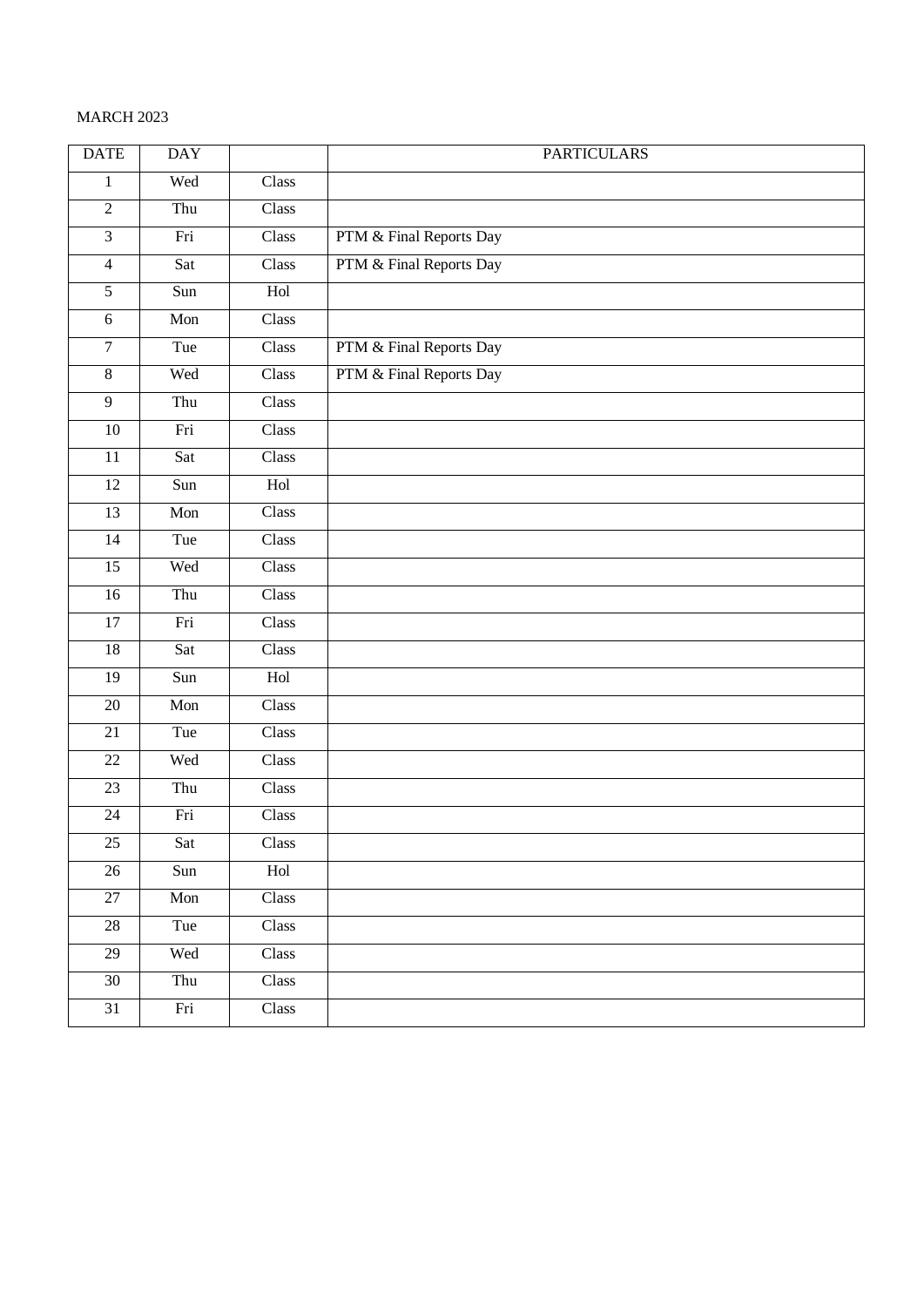MARCH 2023

| DATE | DAY | | PARTICULARS |
|---|---|---|---|
| 1 | Wed | Class | |
| 2 | Thu | Class | |
| 3 | Fri | Class | PTM & Final Reports Day |
| 4 | Sat | Class | PTM & Final Reports Day |
| 5 | Sun | Hol | |
| 6 | Mon | Class | |
| 7 | Tue | Class | PTM & Final Reports Day |
| 8 | Wed | Class | PTM & Final Reports Day |
| 9 | Thu | Class | |
| 10 | Fri | Class | |
| 11 | Sat | Class | |
| 12 | Sun | Hol | |
| 13 | Mon | Class | |
| 14 | Tue | Class | |
| 15 | Wed | Class | |
| 16 | Thu | Class | |
| 17 | Fri | Class | |
| 18 | Sat | Class | |
| 19 | Sun | Hol | |
| 20 | Mon | Class | |
| 21 | Tue | Class | |
| 22 | Wed | Class | |
| 23 | Thu | Class | |
| 24 | Fri | Class | |
| 25 | Sat | Class | |
| 26 | Sun | Hol | |
| 27 | Mon | Class | |
| 28 | Tue | Class | |
| 29 | Wed | Class | |
| 30 | Thu | Class | |
| 31 | Fri | Class | |